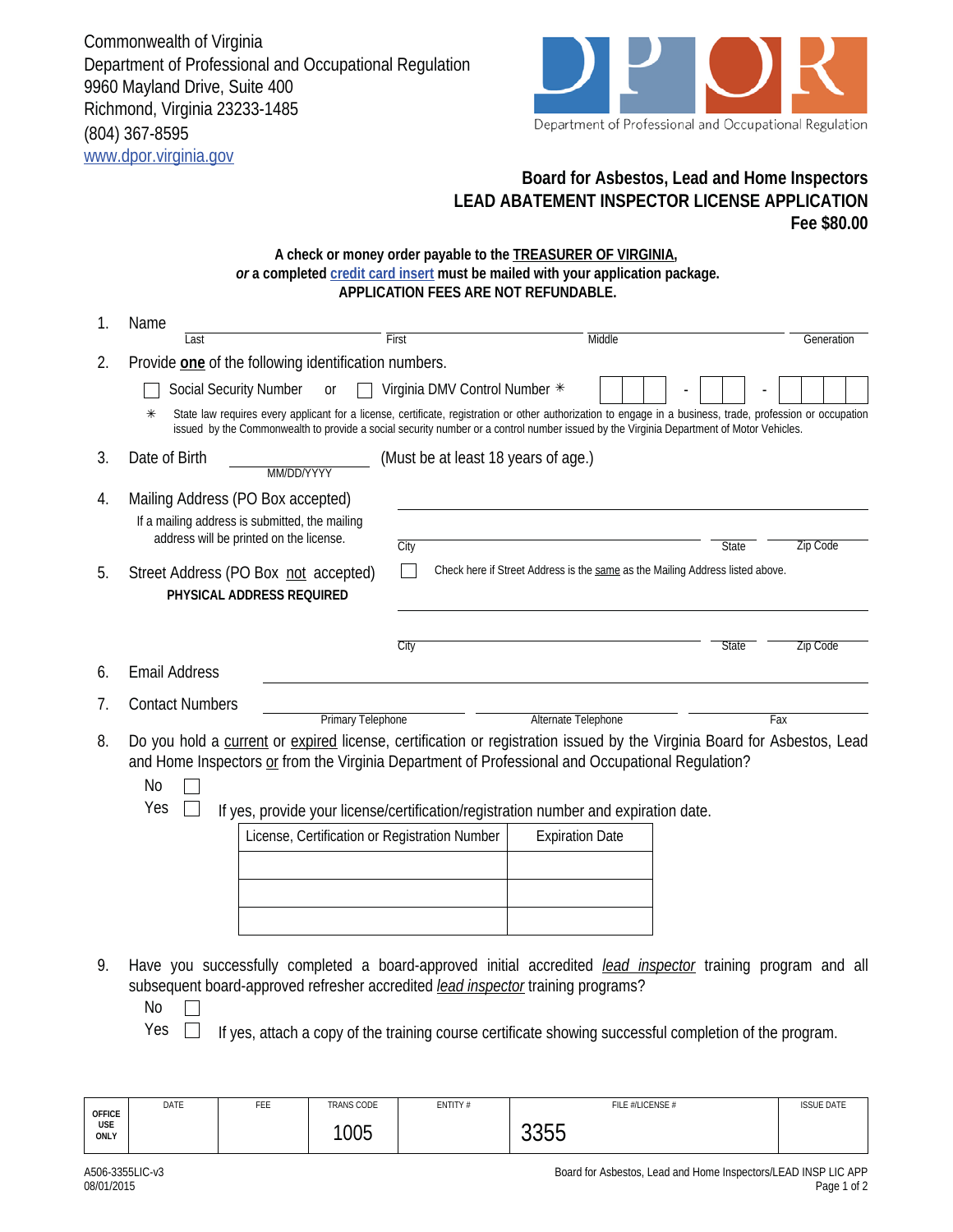Commonwealth of Virginia
Department of Professional and Occupational Regulation
9960 Mayland Drive, Suite 400
Richmond, Virginia 23233-1485
(804) 367-8595
www.dpor.virginia.gov

Department of Professional and Occupational Regulation

## Board for Asbestos, Lead and Home Inspectors
## LEAD ABATEMENT INSPECTOR LICENSE APPLICATION
## Fee $80.00

**A check or money order payable to the TREASURER OF VIRGINIA,**
***or* a completed credit card insert must be mailed with your application package.**
**APPLICATION FEES ARE NOT REFUNDABLE.**

1. Name ____________________ ____________________ ____________________ __________
   Last First Middle Generation

2. Provide **one** of the following identification numbers.
   ☐ Social Security Number or ☐ Virginia DMV Control Number ✳ ☐☐☐ - ☐☐ - ☐☐☐☐

   ✳ State law requires every applicant for a license, certificate, registration or other authorization to engage in a business, trade, profession or occupation issued by the Commonwealth to provide a social security number or a control number issued by the Virginia Department of Motor Vehicles.

3. Date of Birth ____________________ (Must be at least 18 years of age.)
   MM/DD/YYYY

4. Mailing Address (PO Box accepted)
   If a mailing address is submitted, the mailing address will be printed on the license.
   ______________________________________________
   City State Zip Code

5. Street Address (PO Box not accepted)
   **PHYSICAL ADDRESS REQUIRED**
   ☐ Check here if Street Address is the same as the Mailing Address listed above.
   ______________________________________________
   City State Zip Code

6. Email Address ______________________________________________

7. Contact Numbers ____________________ ____________________ ____________________
   Primary Telephone Alternate Telephone Fax

8. Do you hold a current or expired license, certification or registration issued by the Virginia Board for Asbestos, Lead and Home Inspectors or from the Virginia Department of Professional and Occupational Regulation?
   No ☐
   Yes ☐ If yes, provide your license/certification/registration number and expiration date.

| License, Certification or Registration Number | Expiration Date |
|---|---|
| | |
| | |
| | |

9. Have you successfully completed a board-approved initial accredited *lead inspector* training program and all subsequent board-approved refresher accredited *lead inspector* training programs?
   No ☐
   Yes ☐ If yes, attach a copy of the training course certificate showing successful completion of the program.

| OFFICE USE ONLY | DATE | FEE | TRANS CODE | ENTITY # | FILE #/LICENSE # | ISSUE DATE |
|---|---|---|---|---|---|---|
| | | | 1005 | | 3355 | |

A506-3355LIC-v3
08/01/2015

Board for Asbestos, Lead and Home Inspectors/LEAD INSP LIC APP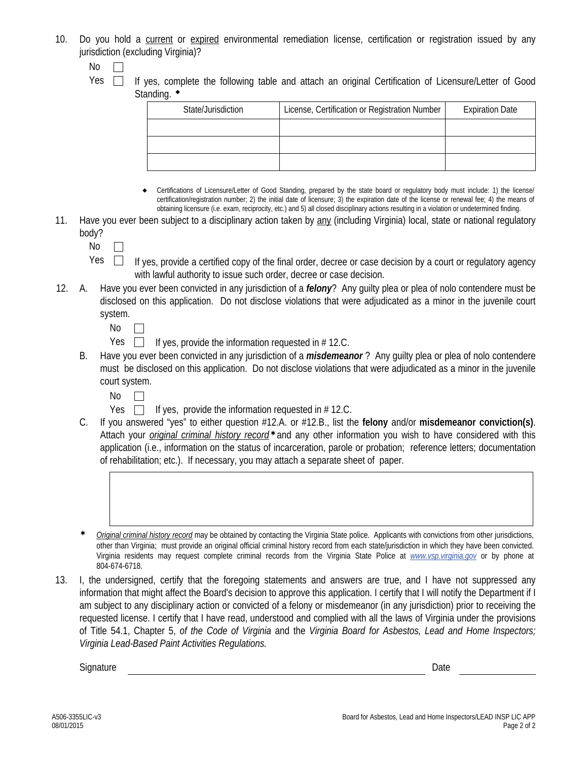10. Do you hold a current or expired environmental remediation license, certification or registration issued by any jurisdiction (excluding Virginia)?

    No ☐

    Yes ☐ If yes, complete the following table and attach an original Certification of Licensure/Letter of Good Standing. ◆

| State/Jurisdiction | License, Certification or Registration Number | Expiration Date |
|---|---|---|
| | | |
| | | |
| | | |

◆ Certifications of Licensure/Letter of Good Standing, prepared by the state board or regulatory body must include: 1) the license/ certification/registration number; 2) the initial date of licensure; 3) the expiration date of the license or renewal fee; 4) the means of obtaining licensure (i.e. exam, reciprocity, etc.) and 5) all closed disciplinary actions resulting in a violation or undetermined finding.

11. Have you ever been subject to a disciplinary action taken by any (including Virginia) local, state or national regulatory body?

    No ☐

    Yes ☐ If yes, provide a certified copy of the final order, decree or case decision by a court or regulatory agency with lawful authority to issue such order, decree or case decision.

12. A. Have you ever been convicted in any jurisdiction of a ***felony***? Any guilty plea or plea of nolo contendere must be disclosed on this application. Do not disclose violations that were adjudicated as a minor in the juvenile court system.

    No ☐

    Yes ☐ If yes, provide the information requested in # 12.C.

    B. Have you ever been convicted in any jurisdiction of a ***misdemeanor*** ? Any guilty plea or plea of nolo contendere must be disclosed on this application. Do not disclose violations that were adjudicated as a minor in the juvenile court system.

    No ☐

    Yes ☐ If yes, provide the information requested in # 12.C.

    C. If you answered "yes" to either question #12.A. or #12.B., list the **felony** and/or **misdemeanor conviction(s)**. Attach your *original criminal history record* ✶ and any other information you wish to have considered with this application (i.e., information on the status of incarceration, parole or probation; reference letters; documentation of rehabilitation; etc.). If necessary, you may attach a separate sheet of paper.

| |
|---|
| |

✶ *Original criminal history record* may be obtained by contacting the Virginia State police. Applicants with convictions from other jurisdictions, other than Virginia; must provide an original official criminal history record from each state/jurisdiction in which they have been convicted. Virginia residents may request complete criminal records from the Virginia State Police at *www.vsp.virginia.gov* or by phone at 804-674-6718.

13. I, the undersigned, certify that the foregoing statements and answers are true, and I have not suppressed any information that might affect the Board's decision to approve this application. I certify that I will notify the Department if I am subject to any disciplinary action or convicted of a felony or misdemeanor (in any jurisdiction) prior to receiving the requested license. I certify that I have read, understood and complied with all the laws of Virginia under the provisions of Title 54.1, Chapter 5, *of the Code of Virginia* and the *Virginia Board for Asbestos, Lead and Home Inspectors; Virginia Lead-Based Paint Activities Regulations.*

Signature ______________________________ Date ______________

A506-3355LIC-v3
08/01/2015

Board for Asbestos, Lead and Home Inspectors/LEAD INSP LIC APP